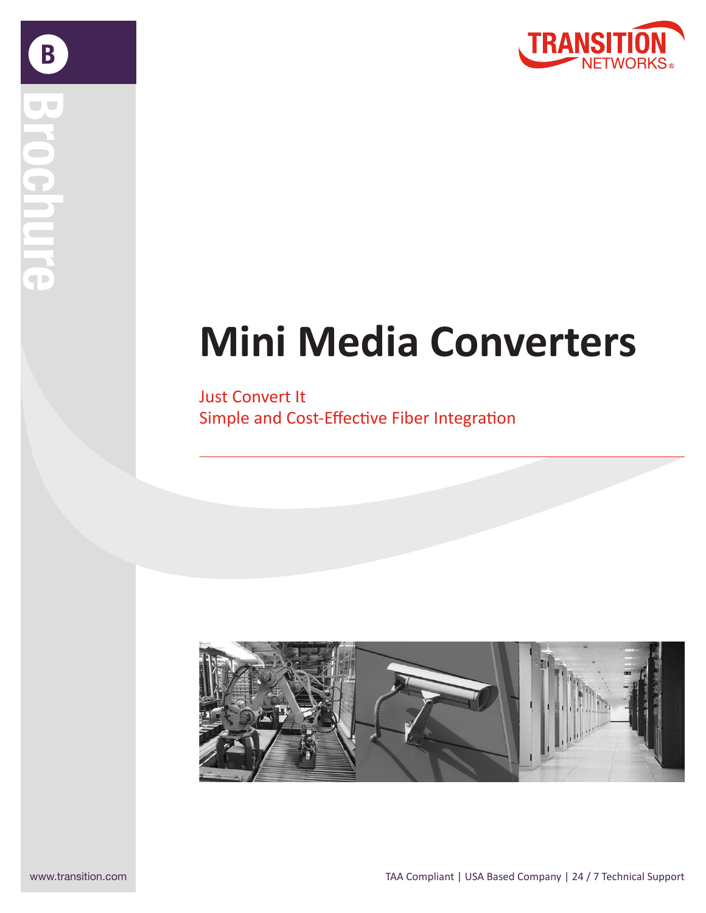# Mini Media Converters

Just Convert It
Simple and Cost-Effective Fiber Integration

www.transition.com

TAA Compliant | USA Based Company | 24 / 7 Technical Support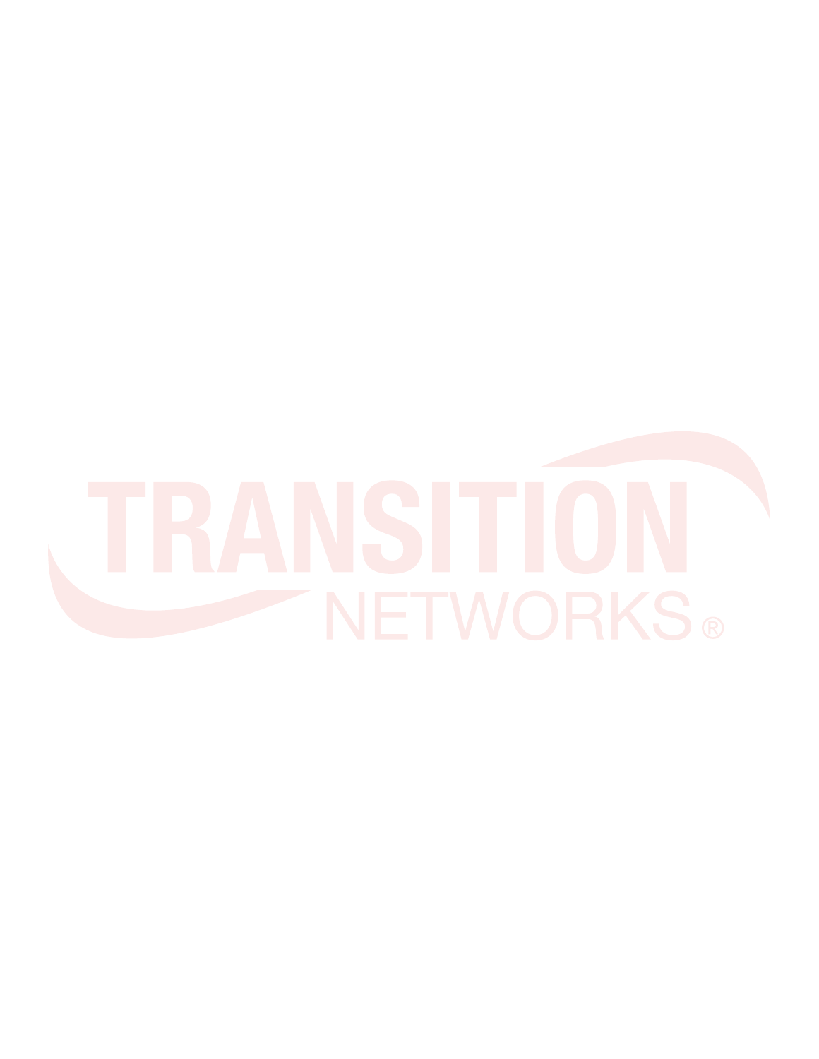TRANSITION NETWORKS®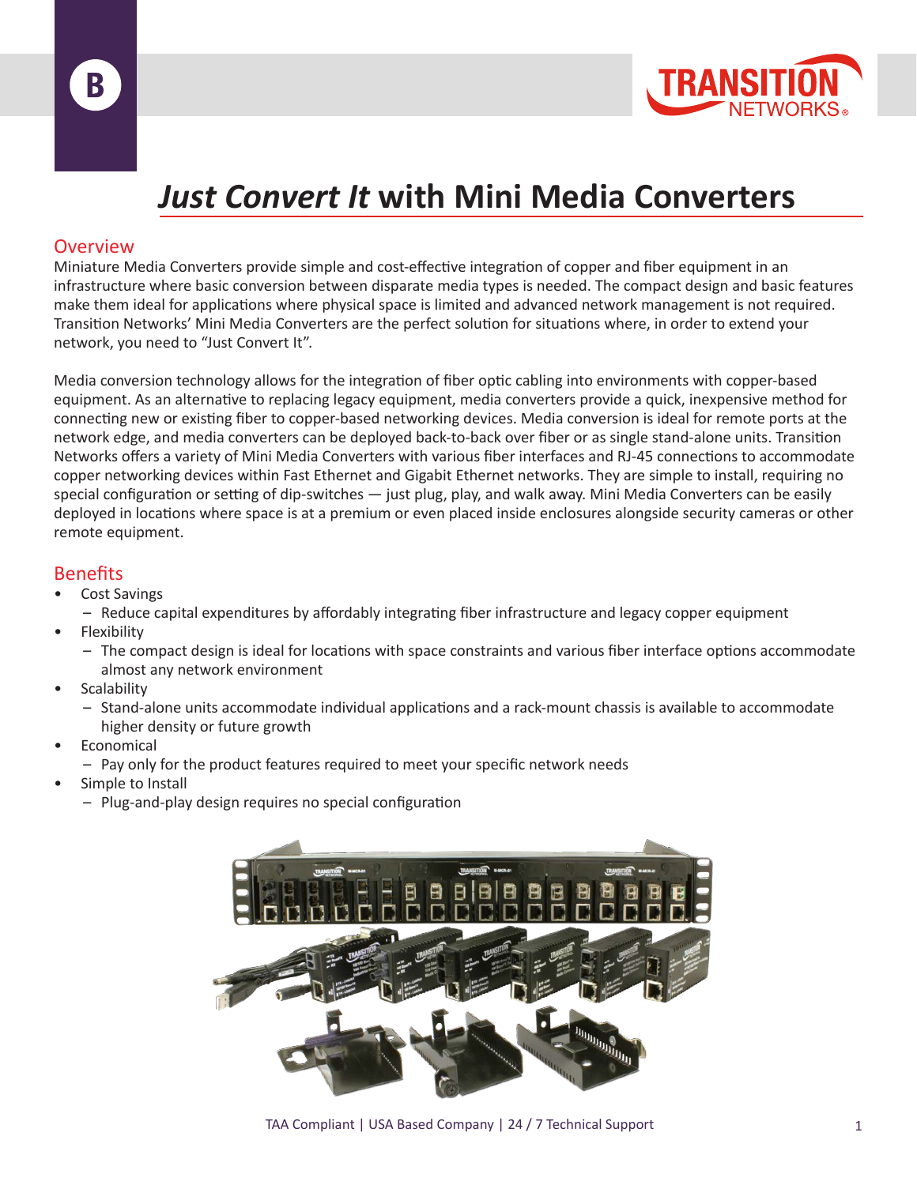# *Just Convert It* with Mini Media Converters

## Overview

Miniature Media Converters provide simple and cost-effective integration of copper and fiber equipment in an infrastructure where basic conversion between disparate media types is needed. The compact design and basic features make them ideal for applications where physical space is limited and advanced network management is not required. Transition Networks' Mini Media Converters are the perfect solution for situations where, in order to extend your network, you need to "Just Convert It".

Media conversion technology allows for the integration of fiber optic cabling into environments with copper-based equipment. As an alternative to replacing legacy equipment, media converters provide a quick, inexpensive method for connecting new or existing fiber to copper-based networking devices. Media conversion is ideal for remote ports at the network edge, and media converters can be deployed back-to-back over fiber or as single stand-alone units. Transition Networks offers a variety of Mini Media Converters with various fiber interfaces and RJ-45 connections to accommodate copper networking devices within Fast Ethernet and Gigabit Ethernet networks. They are simple to install, requiring no special configuration or setting of dip-switches — just plug, play, and walk away. Mini Media Converters can be easily deployed in locations where space is at a premium or even placed inside enclosures alongside security cameras or other remote equipment.

## Benefits

- Cost Savings
  - Reduce capital expenditures by affordably integrating fiber infrastructure and legacy copper equipment
- Flexibility
  - The compact design is ideal for locations with space constraints and various fiber interface options accommodate almost any network environment
- Scalability
  - Stand-alone units accommodate individual applications and a rack-mount chassis is available to accommodate higher density or future growth
- Economical
  - Pay only for the product features required to meet your specific network needs
- Simple to Install
  - Plug-and-play design requires no special configuration

TAA Compliant | USA Based Company | 24 / 7 Technical Support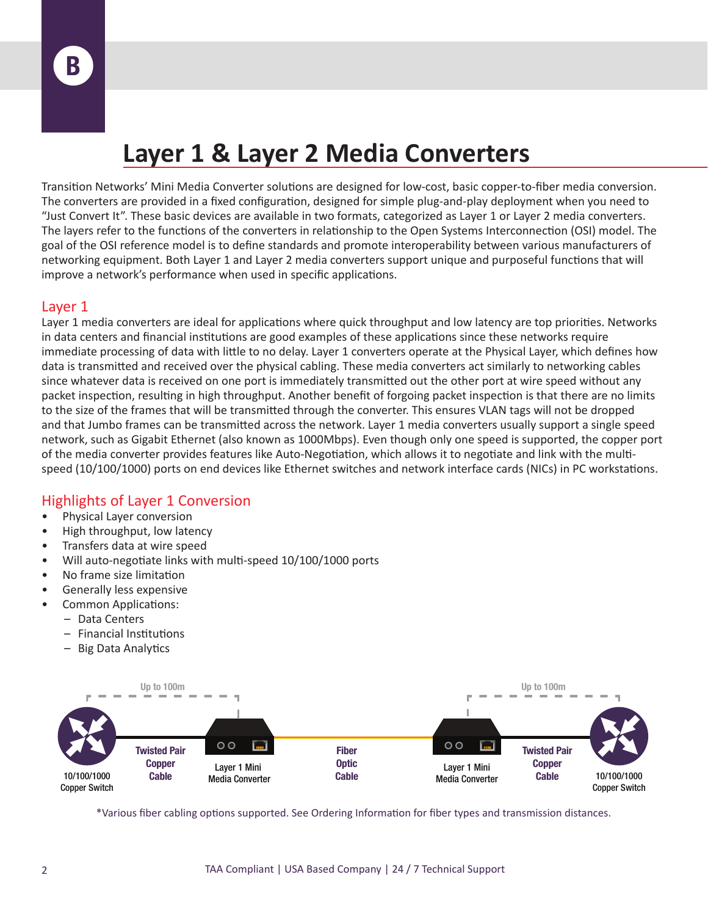B

# Layer 1 & Layer 2 Media Converters

Transition Networks' Mini Media Converter solutions are designed for low-cost, basic copper-to-fiber media conversion. The converters are provided in a fixed configuration, designed for simple plug-and-play deployment when you need to "Just Convert It". These basic devices are available in two formats, categorized as Layer 1 or Layer 2 media converters. The layers refer to the functions of the converters in relationship to the Open Systems Interconnection (OSI) model. The goal of the OSI reference model is to define standards and promote interoperability between various manufacturers of networking equipment. Both Layer 1 and Layer 2 media converters support unique and purposeful functions that will improve a network's performance when used in specific applications.

## Layer 1

Layer 1 media converters are ideal for applications where quick throughput and low latency are top priorities. Networks in data centers and financial institutions are good examples of these applications since these networks require immediate processing of data with little to no delay. Layer 1 converters operate at the Physical Layer, which defines how data is transmitted and received over the physical cabling. These media converters act similarly to networking cables since whatever data is received on one port is immediately transmitted out the other port at wire speed without any packet inspection, resulting in high throughput. Another benefit of forgoing packet inspection is that there are no limits to the size of the frames that will be transmitted through the converter. This ensures VLAN tags will not be dropped and that Jumbo frames can be transmitted across the network. Layer 1 media converters usually support a single speed network, such as Gigabit Ethernet (also known as 1000Mbps). Even though only one speed is supported, the copper port of the media converter provides features like Auto-Negotiation, which allows it to negotiate and link with the multi-speed (10/100/1000) ports on end devices like Ethernet switches and network interface cards (NICs) in PC workstations.

## Highlights of Layer 1 Conversion

- Physical Layer conversion
- High throughput, low latency
- Transfers data at wire speed
- Will auto-negotiate links with multi-speed 10/100/1000 ports
- No frame size limitation
- Generally less expensive
- Common Applications:
  - Data Centers
  - Financial Institutions
  - Big Data Analytics

Up to 100m — Up to 100m

10/100/1000 Copper Switch — Twisted Pair Copper Cable — Layer 1 Mini Media Converter — Fiber Optic Cable — Layer 1 Mini Media Converter — Twisted Pair Copper Cable — 10/100/1000 Copper Switch

*Various fiber cabling options supported. See Ordering Information for fiber types and transmission distances.

TAA Compliant | USA Based Company | 24 / 7 Technical Support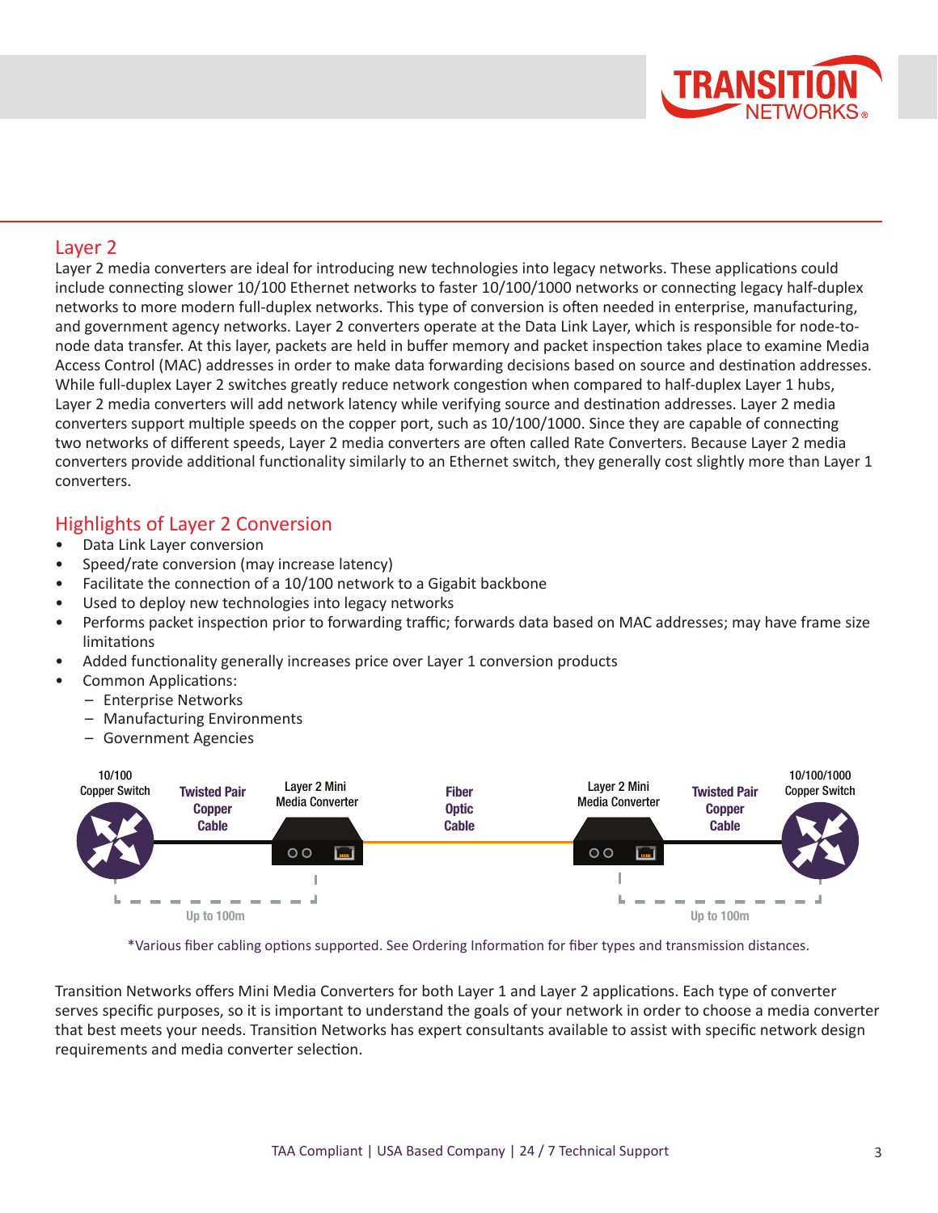## Layer 2

Layer 2 media converters are ideal for introducing new technologies into legacy networks. These applications could include connecting slower 10/100 Ethernet networks to faster 10/100/1000 networks or connecting legacy half-duplex networks to more modern full-duplex networks. This type of conversion is often needed in enterprise, manufacturing, and government agency networks. Layer 2 converters operate at the Data Link Layer, which is responsible for node-to-node data transfer. At this layer, packets are held in buffer memory and packet inspection takes place to examine Media Access Control (MAC) addresses in order to make data forwarding decisions based on source and destination addresses. While full-duplex Layer 2 switches greatly reduce network congestion when compared to half-duplex Layer 1 hubs, Layer 2 media converters will add network latency while verifying source and destination addresses. Layer 2 media converters support multiple speeds on the copper port, such as 10/100/1000. Since they are capable of connecting two networks of different speeds, Layer 2 media converters are often called Rate Converters. Because Layer 2 media converters provide additional functionality similarly to an Ethernet switch, they generally cost slightly more than Layer 1 converters.

## Highlights of Layer 2 Conversion

- Data Link Layer conversion
- Speed/rate conversion (may increase latency)
- Facilitate the connection of a 10/100 network to a Gigabit backbone
- Used to deploy new technologies into legacy networks
- Performs packet inspection prior to forwarding traffic; forwards data based on MAC addresses; may have frame size limitations
- Added functionality generally increases price over Layer 1 conversion products
- Common Applications:
  - Enterprise Networks
  - Manufacturing Environments
  - Government Agencies

10/100 Copper Switch — Twisted Pair Copper Cable — Layer 2 Mini Media Converter — Fiber Optic Cable — Layer 2 Mini Media Converter — Twisted Pair Copper Cable — 10/100/1000 Copper Switch

Up to 100m | Up to 100m

*Various fiber cabling options supported. See Ordering Information for fiber types and transmission distances.

Transition Networks offers Mini Media Converters for both Layer 1 and Layer 2 applications. Each type of converter serves specific purposes, so it is important to understand the goals of your network in order to choose a media converter that best meets your needs. Transition Networks has expert consultants available to assist with specific network design requirements and media converter selection.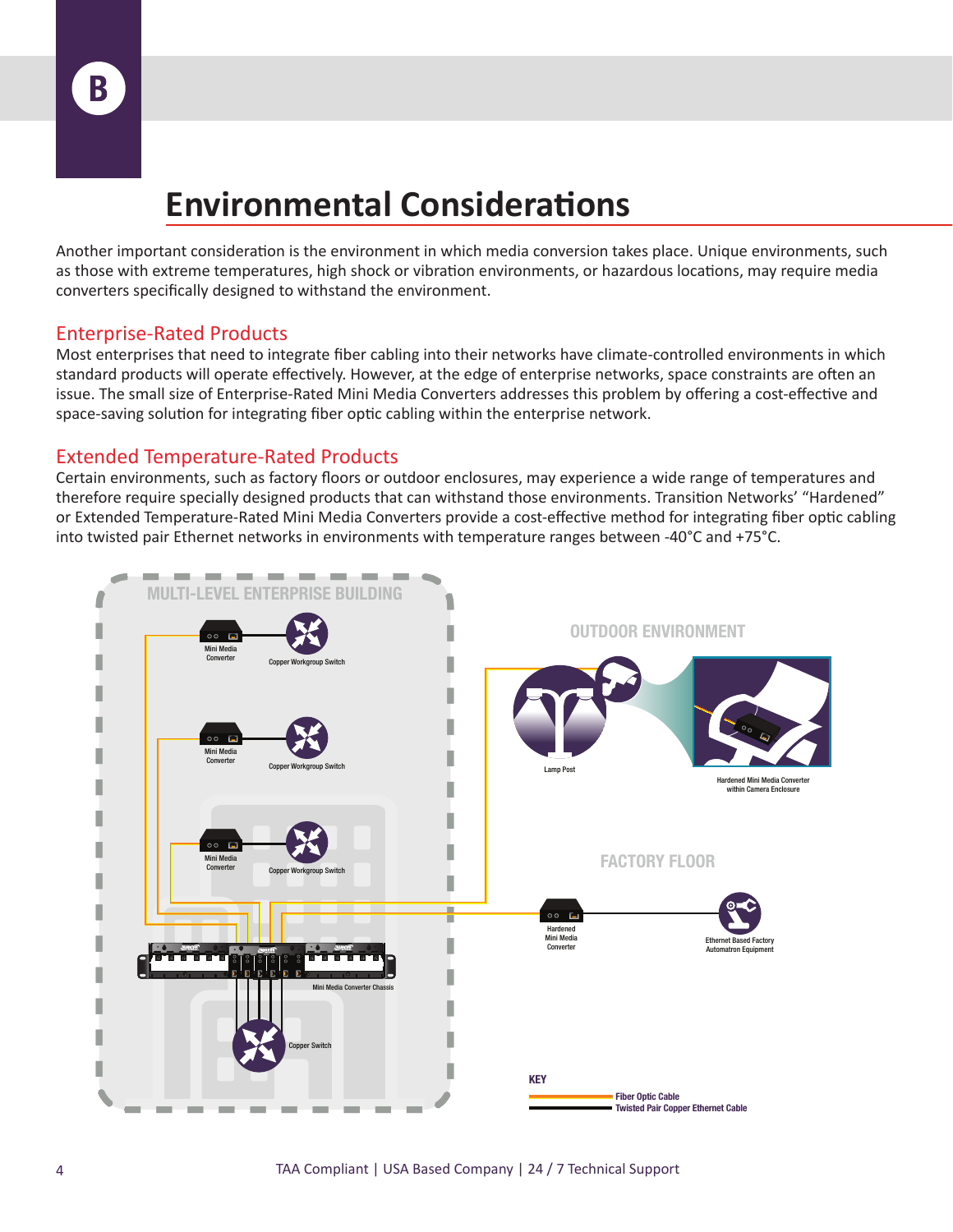# Environmental Considerations

Another important consideration is the environment in which media conversion takes place. Unique environments, such as those with extreme temperatures, high shock or vibration environments, or hazardous locations, may require media converters specifically designed to withstand the environment.

## Enterprise-Rated Products

Most enterprises that need to integrate fiber cabling into their networks have climate-controlled environments in which standard products will operate effectively. However, at the edge of enterprise networks, space constraints are often an issue. The small size of Enterprise-Rated Mini Media Converters addresses this problem by offering a cost-effective and space-saving solution for integrating fiber optic cabling within the enterprise network.

## Extended Temperature-Rated Products

Certain environments, such as factory floors or outdoor enclosures, may experience a wide range of temperatures and therefore require specially designed products that can withstand those environments. Transition Networks' "Hardened" or Extended Temperature-Rated Mini Media Converters provide a cost-effective method for integrating fiber optic cabling into twisted pair Ethernet networks in environments with temperature ranges between -40°C and +75°C.

MULTI-LEVEL ENTERPRISE BUILDING

Mini Media Converter — Copper Workgroup Switch

Mini Media Converter — Copper Workgroup Switch

Mini Media Converter — Copper Workgroup Switch

Mini Media Converter Chassis

Copper Switch

OUTDOOR ENVIRONMENT

Lamp Post

Hardened Mini Media Converter within Camera Enclosure

FACTORY FLOOR

Hardened Mini Media Converter

Ethernet Based Factory Automatron Equipment

KEY

Fiber Optic Cable

Twisted Pair Copper Ethernet Cable

TAA Compliant | USA Based Company | 24 / 7 Technical Support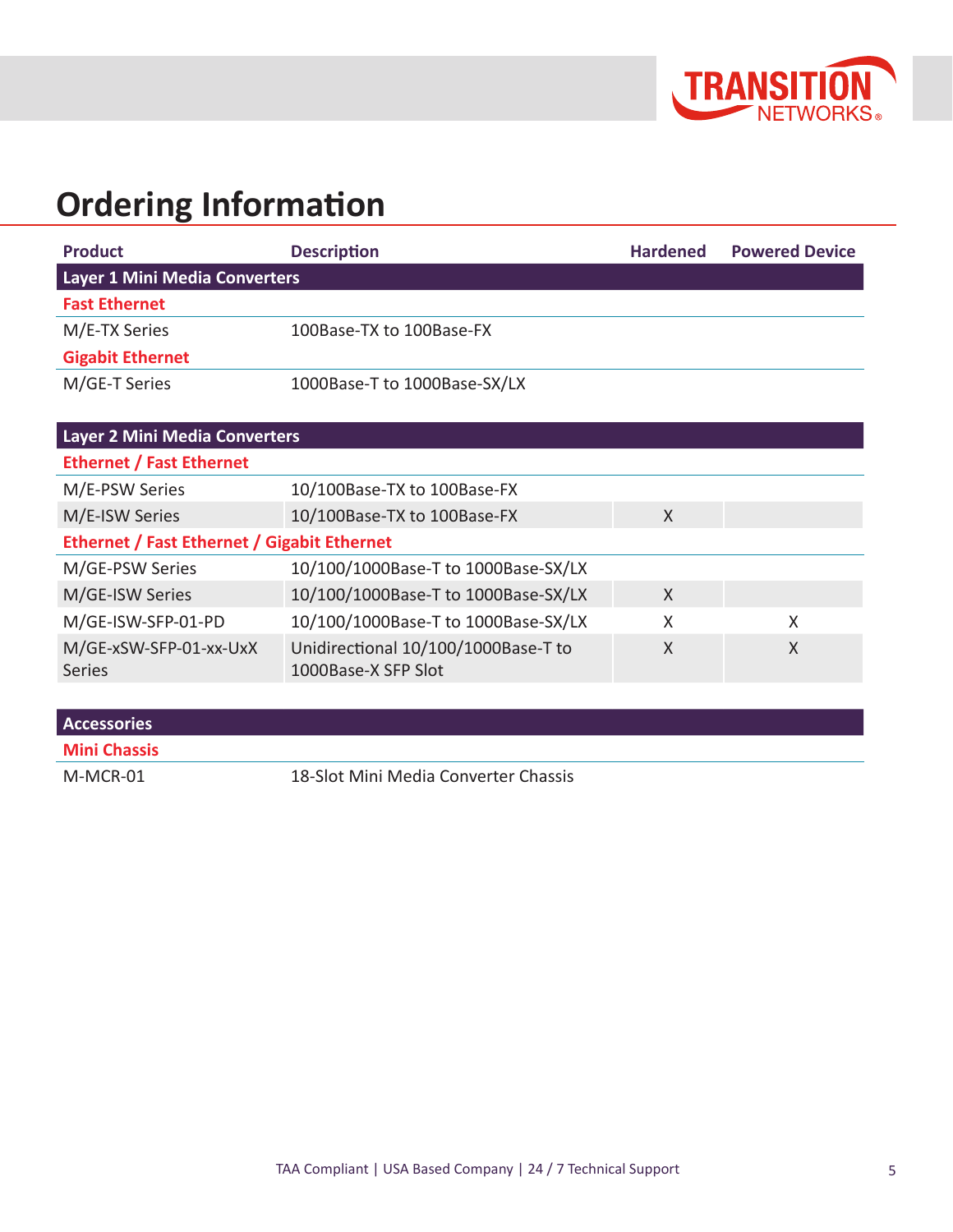# Ordering Information

| Product | Description | Hardened | Powered Device |
|---|---|---|---|
| **Layer 1 Mini Media Converters** | | | |
| **Fast Ethernet** | | | |
| M/E-TX Series | 100Base-TX to 100Base-FX | | |
| **Gigabit Ethernet** | | | |
| M/GE-T Series | 1000Base-T to 1000Base-SX/LX | | |
| **Layer 2 Mini Media Converters** | | | |
| **Ethernet / Fast Ethernet** | | | |
| M/E-PSW Series | 10/100Base-TX to 100Base-FX | | |
| M/E-ISW Series | 10/100Base-TX to 100Base-FX | X | |
| **Ethernet / Fast Ethernet / Gigabit Ethernet** | | | |
| M/GE-PSW Series | 10/100/1000Base-T to 1000Base-SX/LX | | |
| M/GE-ISW Series | 10/100/1000Base-T to 1000Base-SX/LX | X | |
| M/GE-ISW-SFP-01-PD | 10/100/1000Base-T to 1000Base-SX/LX | X | X |
| M/GE-xSW-SFP-01-xx-UxX Series | Unidirectional 10/100/1000Base-T to 1000Base-X SFP Slot | X | X |
| **Accessories** | | | |
| **Mini Chassis** | | | |
| M-MCR-01 | 18-Slot Mini Media Converter Chassis | | |

TAA Compliant | USA Based Company | 24 / 7 Technical Support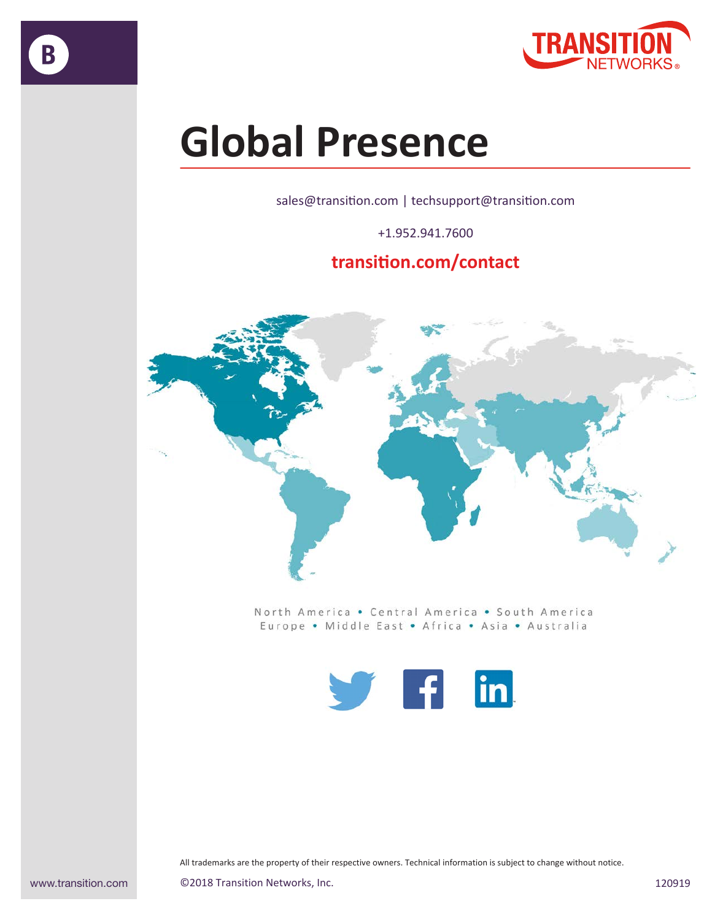# Global Presence

sales@transition.com | techsupport@transition.com

+1.952.941.7600

**transition.com/contact**

North America • Central America • South America
Europe • Middle East • Africa • Asia • Australia

All trademarks are the property of their respective owners. Technical information is subject to change without notice.

©2018 Transition Networks, Inc.

120919